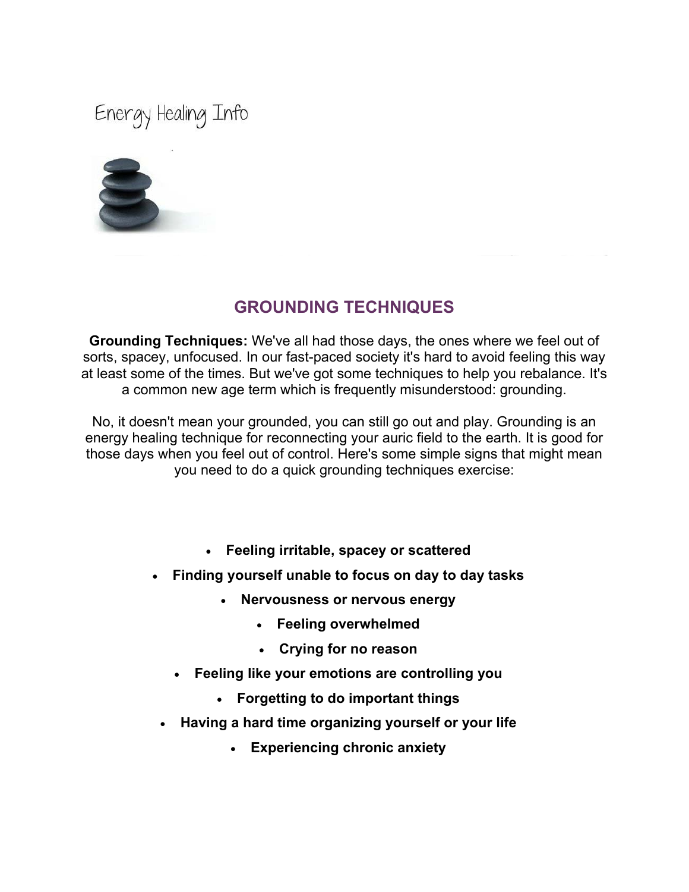Energy Healing Info

# GROUNDING TECHNIQUES

**Grounding Techniques:** We've all had those days, the ones where we feel out of sorts, spacey, unfocused. In our fast-paced society it's hard to avoid feeling this way at least some of the times. But we've got some techniques to help you rebalance. It's a common new age term which is frequently misunderstood: grounding.

No, it doesn't mean your grounded, you can still go out and play. Grounding is an energy healing technique for reconnecting your auric field to the earth. It is good for those days when you feel out of control. Here's some simple signs that might mean you need to do a quick grounding techniques exercise:

- **Feeling irritable, spacey or scattered**
- **Finding yourself unable to focus on day to day tasks**
- **Nervousness or nervous energy**
- **Feeling overwhelmed**
- **Crying for no reason**
- **Feeling like your emotions are controlling you**
- **Forgetting to do important things**
- **Having a hard time organizing yourself or your life**
- **Experiencing chronic anxiety**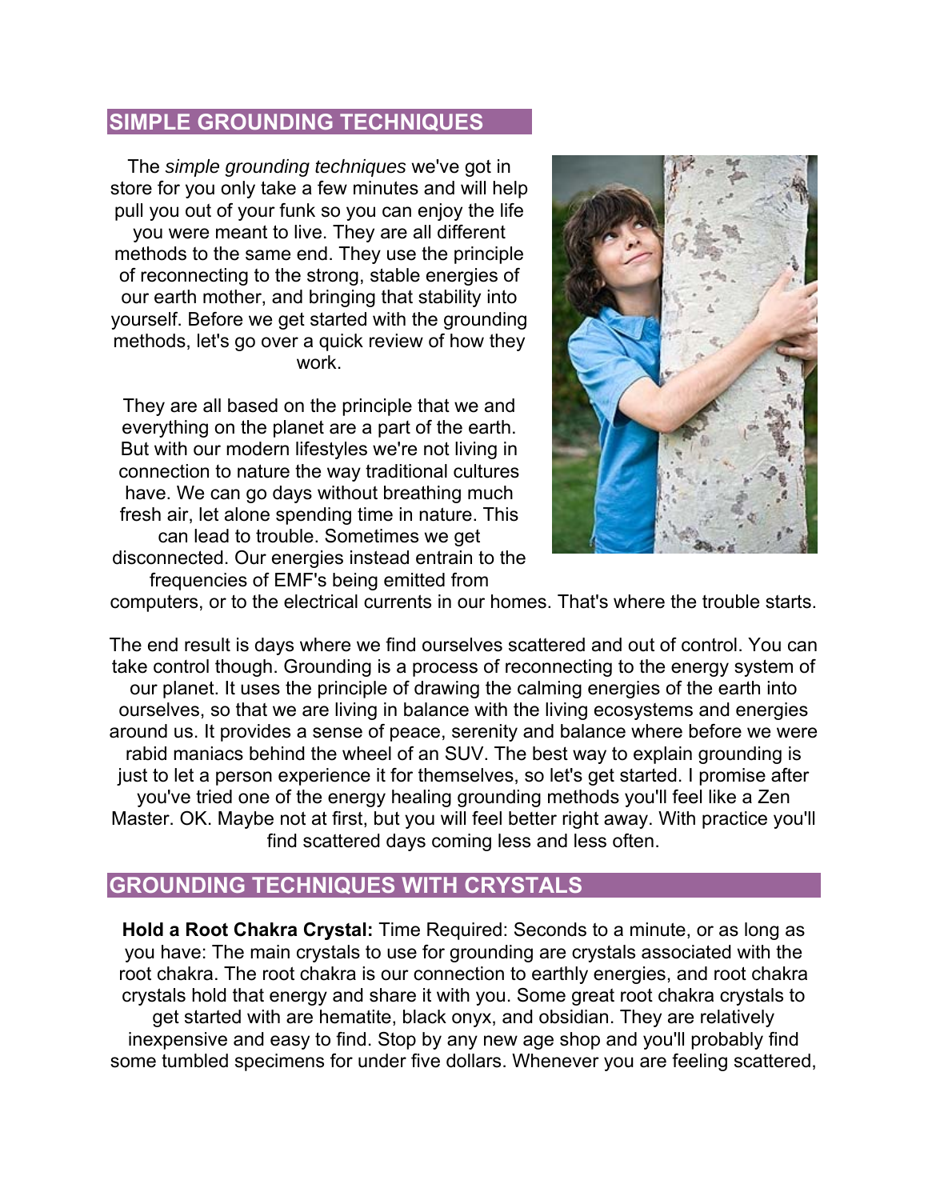## SIMPLE GROUNDING TECHNIQUES

The *simple grounding techniques* we've got in store for you only take a few minutes and will help pull you out of your funk so you can enjoy the life you were meant to live. They are all different methods to the same end. They use the principle of reconnecting to the strong, stable energies of our earth mother, and bringing that stability into yourself. Before we get started with the grounding methods, let's go over a quick review of how they work.

They are all based on the principle that we and everything on the planet are a part of the earth. But with our modern lifestyles we're not living in connection to nature the way traditional cultures have. We can go days without breathing much fresh air, let alone spending time in nature. This can lead to trouble. Sometimes we get disconnected. Our energies instead entrain to the frequencies of EMF's being emitted from computers, or to the electrical currents in our homes. That's where the trouble starts.

The end result is days where we find ourselves scattered and out of control. You can take control though. Grounding is a process of reconnecting to the energy system of our planet. It uses the principle of drawing the calming energies of the earth into ourselves, so that we are living in balance with the living ecosystems and energies around us. It provides a sense of peace, serenity and balance where before we were rabid maniacs behind the wheel of an SUV. The best way to explain grounding is just to let a person experience it for themselves, so let's get started. I promise after you've tried one of the energy healing grounding methods you'll feel like a Zen Master. OK. Maybe not at first, but you will feel better right away. With practice you'll find scattered days coming less and less often.

## GROUNDING TECHNIQUES WITH CRYSTALS

**Hold a Root Chakra Crystal:** Time Required: Seconds to a minute, or as long as you have: The main crystals to use for grounding are crystals associated with the root chakra. The root chakra is our connection to earthly energies, and root chakra crystals hold that energy and share it with you. Some great root chakra crystals to get started with are hematite, black onyx, and obsidian. They are relatively inexpensive and easy to find. Stop by any new age shop and you'll probably find some tumbled specimens for under five dollars. Whenever you are feeling scattered,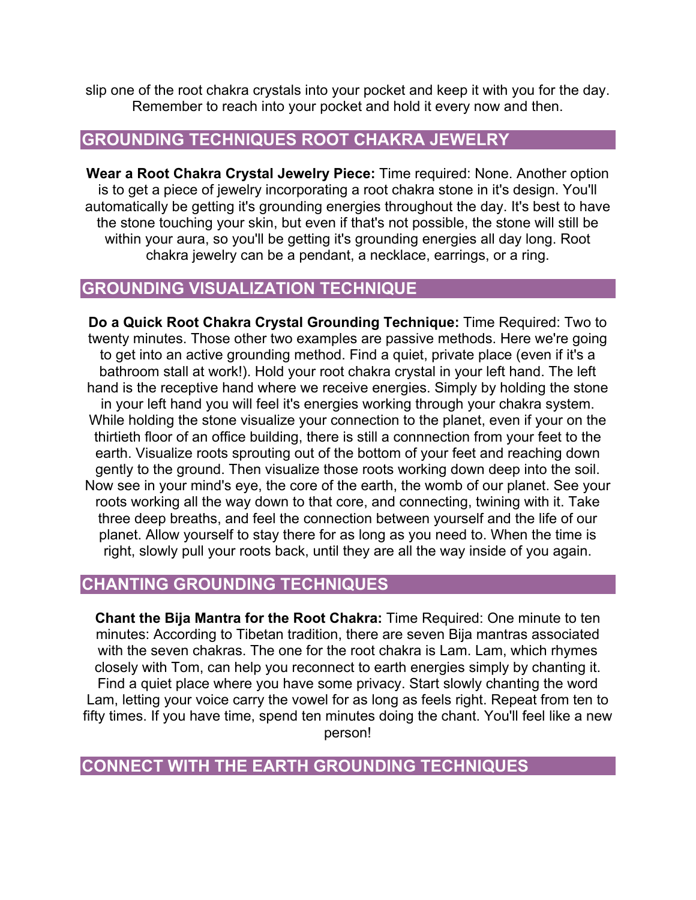slip one of the root chakra crystals into your pocket and keep it with you for the day. Remember to reach into your pocket and hold it every now and then.

## GROUNDING TECHNIQUES ROOT CHAKRA JEWELRY

**Wear a Root Chakra Crystal Jewelry Piece:** Time required: None. Another option is to get a piece of jewelry incorporating a root chakra stone in it's design. You'll automatically be getting it's grounding energies throughout the day. It's best to have the stone touching your skin, but even if that's not possible, the stone will still be within your aura, so you'll be getting it's grounding energies all day long. Root chakra jewelry can be a pendant, a necklace, earrings, or a ring.

## GROUNDING VISUALIZATION TECHNIQUE

**Do a Quick Root Chakra Crystal Grounding Technique:** Time Required: Two to twenty minutes. Those other two examples are passive methods. Here we're going to get into an active grounding method. Find a quiet, private place (even if it's a bathroom stall at work!). Hold your root chakra crystal in your left hand. The left hand is the receptive hand where we receive energies. Simply by holding the stone in your left hand you will feel it's energies working through your chakra system. While holding the stone visualize your connection to the planet, even if your on the thirtieth floor of an office building, there is still a connnection from your feet to the earth. Visualize roots sprouting out of the bottom of your feet and reaching down gently to the ground. Then visualize those roots working down deep into the soil. Now see in your mind's eye, the core of the earth, the womb of our planet. See your roots working all the way down to that core, and connecting, twining with it. Take three deep breaths, and feel the connection between yourself and the life of our planet. Allow yourself to stay there for as long as you need to. When the time is right, slowly pull your roots back, until they are all the way inside of you again.

## CHANTING GROUNDING TECHNIQUES

**Chant the Bija Mantra for the Root Chakra:** Time Required: One minute to ten minutes: According to Tibetan tradition, there are seven Bija mantras associated with the seven chakras. The one for the root chakra is Lam. Lam, which rhymes closely with Tom, can help you reconnect to earth energies simply by chanting it. Find a quiet place where you have some privacy. Start slowly chanting the word Lam, letting your voice carry the vowel for as long as feels right. Repeat from ten to fifty times. If you have time, spend ten minutes doing the chant. You'll feel like a new person!

## CONNECT WITH THE EARTH GROUNDING TECHNIQUES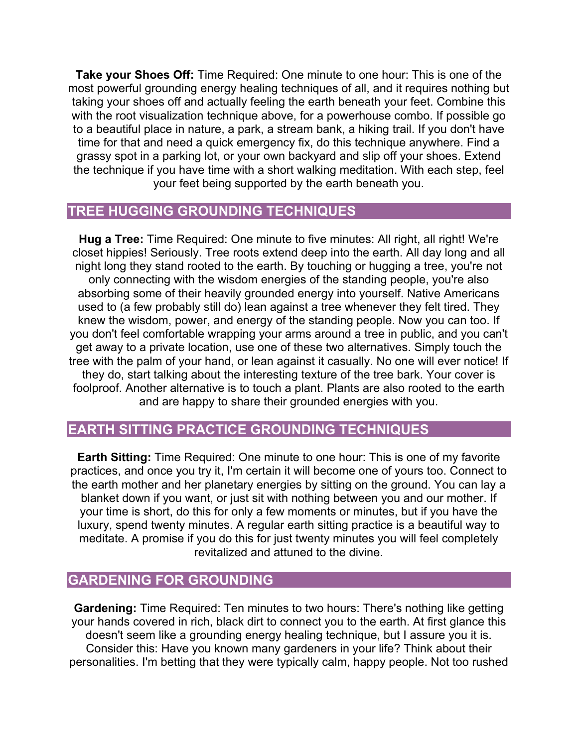**Take your Shoes Off:** Time Required: One minute to one hour: This is one of the most powerful grounding energy healing techniques of all, and it requires nothing but taking your shoes off and actually feeling the earth beneath your feet. Combine this with the root visualization technique above, for a powerhouse combo. If possible go to a beautiful place in nature, a park, a stream bank, a hiking trail. If you don't have time for that and need a quick emergency fix, do this technique anywhere. Find a grassy spot in a parking lot, or your own backyard and slip off your shoes. Extend the technique if you have time with a short walking meditation. With each step, feel your feet being supported by the earth beneath you.

## TREE HUGGING GROUNDING TECHNIQUES

**Hug a Tree:** Time Required: One minute to five minutes: All right, all right! We're closet hippies! Seriously. Tree roots extend deep into the earth. All day long and all night long they stand rooted to the earth. By touching or hugging a tree, you're not only connecting with the wisdom energies of the standing people, you're also absorbing some of their heavily grounded energy into yourself. Native Americans used to (a few probably still do) lean against a tree whenever they felt tired. They knew the wisdom, power, and energy of the standing people. Now you can too. If you don't feel comfortable wrapping your arms around a tree in public, and you can't get away to a private location, use one of these two alternatives. Simply touch the tree with the palm of your hand, or lean against it casually. No one will ever notice! If they do, start talking about the interesting texture of the tree bark. Your cover is foolproof. Another alternative is to touch a plant. Plants are also rooted to the earth and are happy to share their grounded energies with you.

## EARTH SITTING PRACTICE GROUNDING TECHNIQUES

**Earth Sitting:** Time Required: One minute to one hour: This is one of my favorite practices, and once you try it, I'm certain it will become one of yours too. Connect to the earth mother and her planetary energies by sitting on the ground. You can lay a blanket down if you want, or just sit with nothing between you and our mother. If your time is short, do this for only a few moments or minutes, but if you have the luxury, spend twenty minutes. A regular earth sitting practice is a beautiful way to meditate. A promise if you do this for just twenty minutes you will feel completely revitalized and attuned to the divine.

## GARDENING FOR GROUNDING

**Gardening:** Time Required: Ten minutes to two hours: There's nothing like getting your hands covered in rich, black dirt to connect you to the earth. At first glance this doesn't seem like a grounding energy healing technique, but I assure you it is. Consider this: Have you known many gardeners in your life? Think about their personalities. I'm betting that they were typically calm, happy people. Not too rushed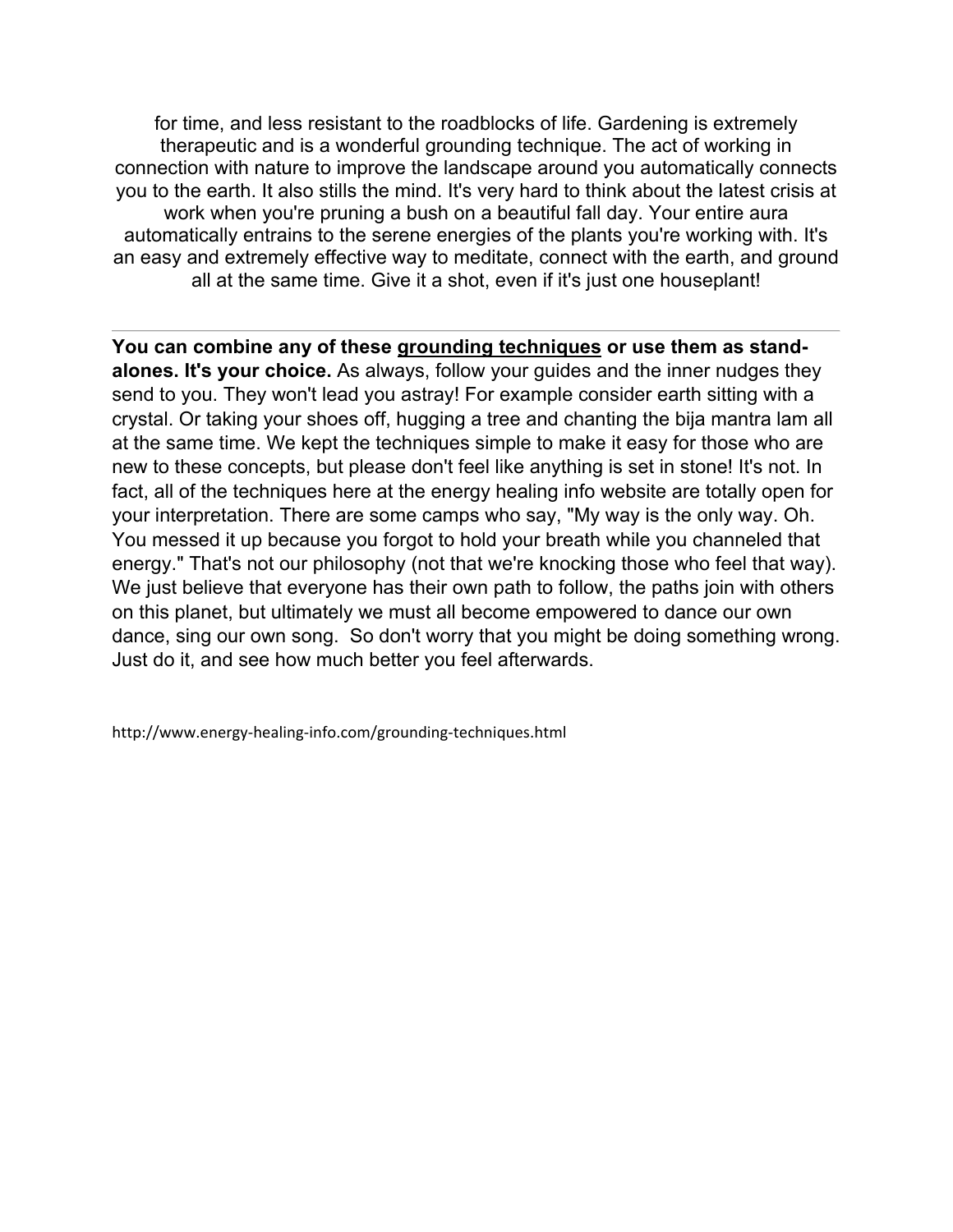for time, and less resistant to the roadblocks of life. Gardening is extremely therapeutic and is a wonderful grounding technique. The act of working in connection with nature to improve the landscape around you automatically connects you to the earth. It also stills the mind. It's very hard to think about the latest crisis at work when you're pruning a bush on a beautiful fall day. Your entire aura automatically entrains to the serene energies of the plants you're working with. It's an easy and extremely effective way to meditate, connect with the earth, and ground all at the same time. Give it a shot, even if it's just one houseplant!

---

**You can combine any of these grounding techniques or use them as stand-alones. It's your choice.** As always, follow your guides and the inner nudges they send to you. They won't lead you astray! For example consider earth sitting with a crystal. Or taking your shoes off, hugging a tree and chanting the bija mantra lam all at the same time. We kept the techniques simple to make it easy for those who are new to these concepts, but please don't feel like anything is set in stone! It's not. In fact, all of the techniques here at the energy healing info website are totally open for your interpretation. There are some camps who say, "My way is the only way. Oh. You messed it up because you forgot to hold your breath while you channeled that energy." That's not our philosophy (not that we're knocking those who feel that way). We just believe that everyone has their own path to follow, the paths join with others on this planet, but ultimately we must all become empowered to dance our own dance, sing our own song. So don't worry that you might be doing something wrong. Just do it, and see how much better you feel afterwards.

http://www.energy-healing-info.com/grounding-techniques.html